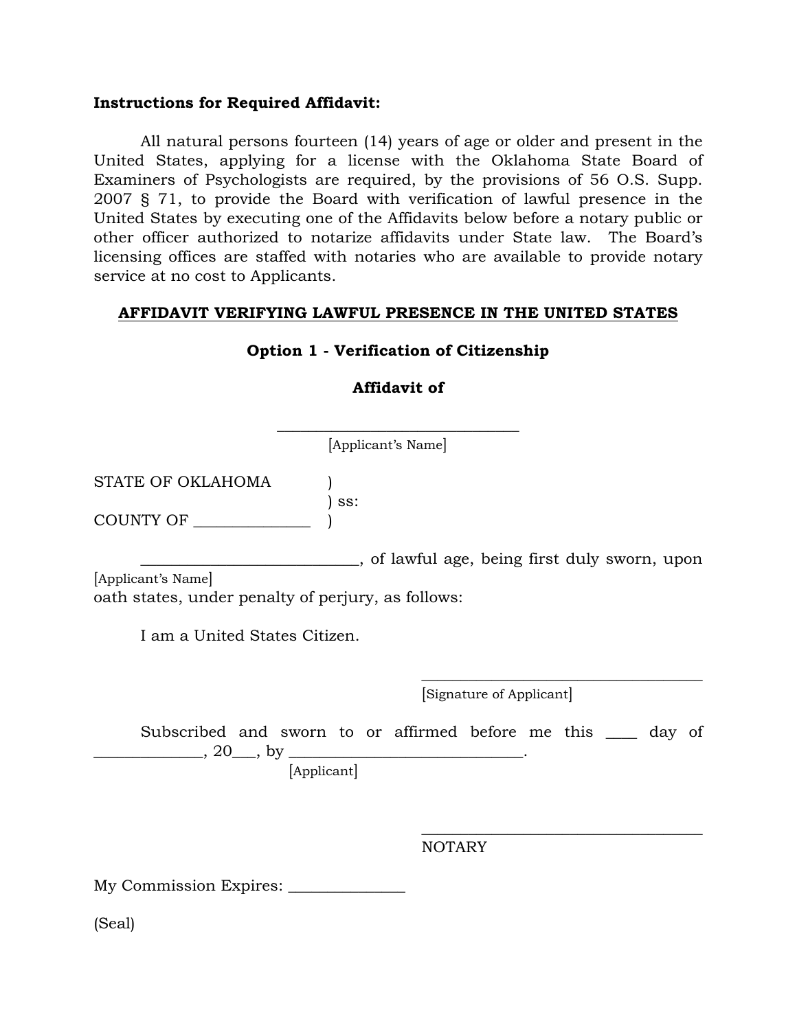**Instructions for Required Affidavit:**

All natural persons fourteen (14) years of age or older and present in the United States, applying for a license with the Oklahoma State Board of Examiners of Psychologists are required, by the provisions of 56 O.S. Supp. 2007 § 71, to provide the Board with verification of lawful presence in the United States by executing one of the Affidavits below before a notary public or other officer authorized to notarize affidavits under State law. The Board's licensing offices are staffed with notaries who are available to provide notary service at no cost to Applicants.

**AFFIDAVIT VERIFYING LAWFUL PRESENCE IN THE UNITED STATES**

**Option 1 - Verification of Citizenship**

**Affidavit of**

______________________________
[Applicant's Name]

STATE OF OKLAHOMA )
) ss:
COUNTY OF ______________ )

__________________________, of lawful age, being first duly sworn, upon
[Applicant's Name]
oath states, under penalty of perjury, as follows:

I am a United States Citizen.

__________________________________
[Signature of Applicant]

Subscribed and sworn to or affirmed before me this ____ day of _____________, 20___, by ____________________________.
[Applicant]

__________________________________
NOTARY

My Commission Expires: ______________

(Seal)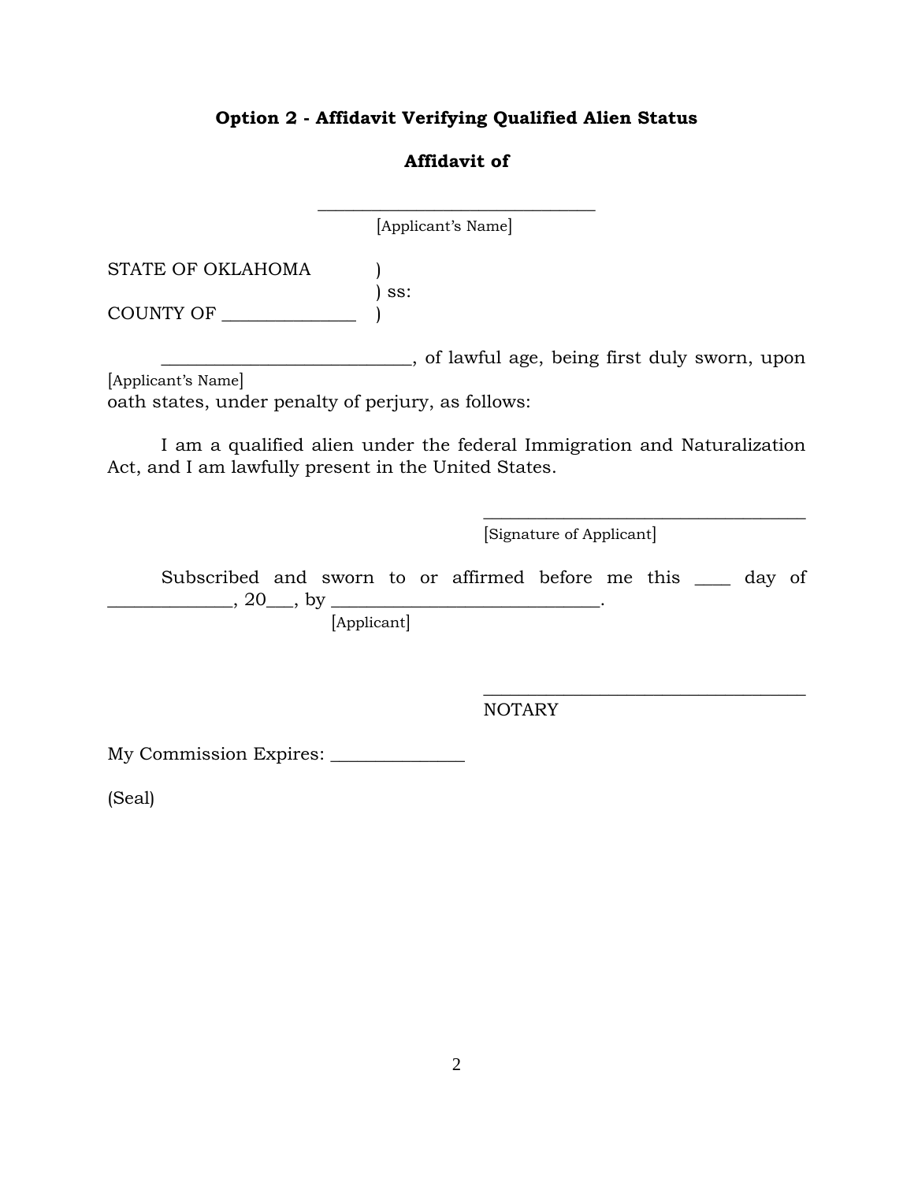**Option 2 - Affidavit Verifying Qualified Alien Status**

**Affidavit of**

_______________________________
[Applicant's Name]

STATE OF OKLAHOMA )
) ss:
COUNTY OF ______________ )

__________________________, of lawful age, being first duly sworn, upon
[Applicant's Name]
oath states, under penalty of perjury, as follows:

I am a qualified alien under the federal Immigration and Naturalization Act, and I am lawfully present in the United States.

____________________________________
[Signature of Applicant]

Subscribed and sworn to or affirmed before me this ____ day of _____________, 20___, by ____________________________.
[Applicant]

____________________________________
NOTARY

My Commission Expires: ______________

(Seal)